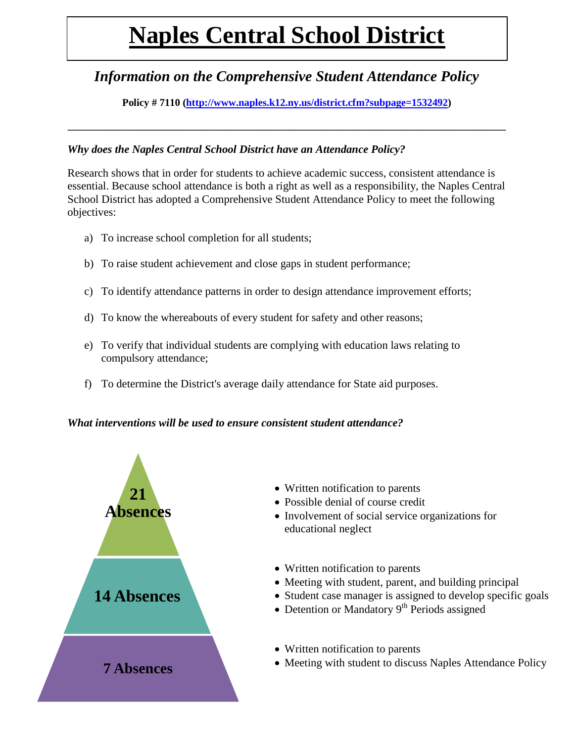# Naples Central School District

## *Information on the Comprehensive Student Attendance Policy*

**Policy # 7110 ([http://www.naples.k12.ny.us/district.cfm?subpage=1532492](http://www.naples.k12.ny.us/district.cfm?subpage=1532492))**

---

***Why does the Naples Central School District have an Attendance Policy?***

Research shows that in order for students to achieve academic success, consistent attendance is essential. Because school attendance is both a right as well as a responsibility, the Naples Central School District has adopted a Comprehensive Student Attendance Policy to meet the following objectives:

a) To increase school completion for all students;

b) To raise student achievement and close gaps in student performance;

c) To identify attendance patterns in order to design attendance improvement efforts;

d) To know the whereabouts of every student for safety and other reasons;

e) To verify that individual students are complying with education laws relating to compulsory attendance;

f) To determine the District's average daily attendance for State aid purposes.

***What interventions will be used to ensure consistent student attendance?***

**21 Absences**

- Written notification to parents
- Possible denial of course credit
- Involvement of social service organizations for educational neglect

**14 Absences**

- Written notification to parents
- Meeting with student, parent, and building principal
- Student case manager is assigned to develop specific goals
- Detention or Mandatory 9th Periods assigned

**7 Absences**

- Written notification to parents
- Meeting with student to discuss Naples Attendance Policy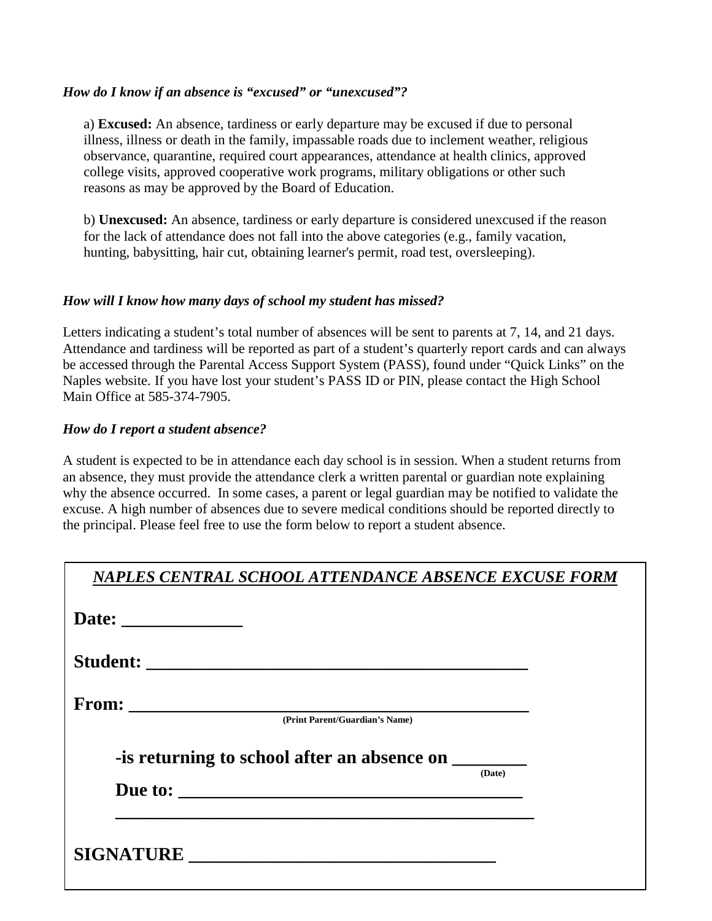***How do I know if an absence is "excused" or "unexcused"?***

a) **Excused:** An absence, tardiness or early departure may be excused if due to personal illness, illness or death in the family, impassable roads due to inclement weather, religious observance, quarantine, required court appearances, attendance at health clinics, approved college visits, approved cooperative work programs, military obligations or other such reasons as may be approved by the Board of Education.

b) **Unexcused:** An absence, tardiness or early departure is considered unexcused if the reason for the lack of attendance does not fall into the above categories (e.g., family vacation, hunting, babysitting, hair cut, obtaining learner's permit, road test, oversleeping).

***How will I know how many days of school my student has missed?***

Letters indicating a student's total number of absences will be sent to parents at 7, 14, and 21 days. Attendance and tardiness will be reported as part of a student's quarterly report cards and can always be accessed through the Parental Access Support System (PASS), found under "Quick Links" on the Naples website. If you have lost your student's PASS ID or PIN, please contact the High School Main Office at 585-374-7905.

***How do I report a student absence?***

A student is expected to be in attendance each day school is in session. When a student returns from an absence, they must provide the attendance clerk a written parental or guardian note explaining why the absence occurred. In some cases, a parent or legal guardian may be notified to validate the excuse. A high number of absences due to severe medical conditions should be reported directly to the principal. Please feel free to use the form below to report a student absence.

***NAPLES CENTRAL SCHOOL ATTENDANCE ABSENCE EXCUSE FORM***

**Date:** _____________

**Student:** ________________________________________

**From:** __________________________________________
(Print Parent/Guardian's Name)

**-is returning to school after an absence on** ________
(Date)

**Due to:** ____________________________________

______________________________________________

**SIGNATURE** _________________________________